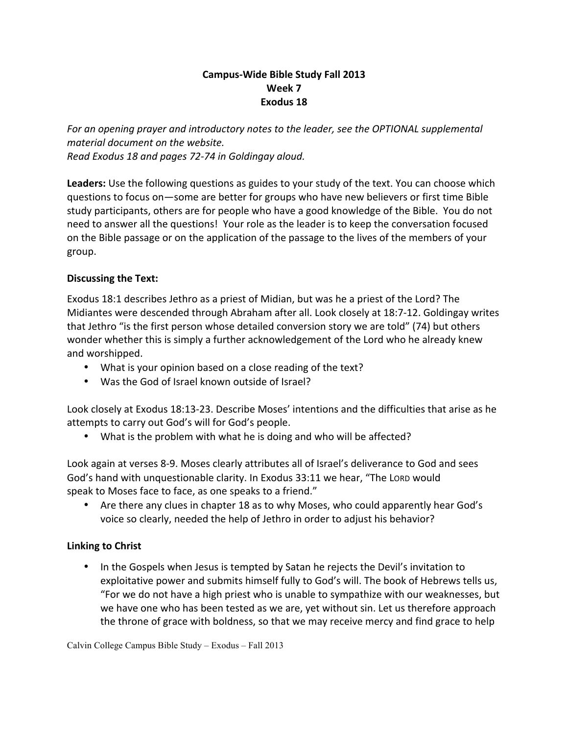# Campus-Wide Bible Study Fall 2013
## Week 7
## Exodus 18

*For an opening prayer and introductory notes to the leader, see the OPTIONAL supplemental material document on the website.*
*Read Exodus 18 and pages 72-74 in Goldingay aloud.*

**Leaders:** Use the following questions as guides to your study of the text. You can choose which questions to focus on—some are better for groups who have new believers or first time Bible study participants, others are for people who have a good knowledge of the Bible. You do not need to answer all the questions! Your role as the leader is to keep the conversation focused on the Bible passage or on the application of the passage to the lives of the members of your group.

### Discussing the Text:

Exodus 18:1 describes Jethro as a priest of Midian, but was he a priest of the Lord? The Midiantes were descended through Abraham after all. Look closely at 18:7-12. Goldingay writes that Jethro "is the first person whose detailed conversion story we are told" (74) but others wonder whether this is simply a further acknowledgement of the Lord who he already knew and worshipped.

- What is your opinion based on a close reading of the text?
- Was the God of Israel known outside of Israel?

Look closely at Exodus 18:13-23. Describe Moses' intentions and the difficulties that arise as he attempts to carry out God's will for God's people.

- What is the problem with what he is doing and who will be affected?

Look again at verses 8-9. Moses clearly attributes all of Israel's deliverance to God and sees God's hand with unquestionable clarity. In Exodus 33:11 we hear, "The LORD would speak to Moses face to face, as one speaks to a friend."

- Are there any clues in chapter 18 as to why Moses, who could apparently hear God's voice so clearly, needed the help of Jethro in order to adjust his behavior?

### Linking to Christ

- In the Gospels when Jesus is tempted by Satan he rejects the Devil's invitation to exploitative power and submits himself fully to God's will. The book of Hebrews tells us, "For we do not have a high priest who is unable to sympathize with our weaknesses, but we have one who has been tested as we are, yet without sin. Let us therefore approach the throne of grace with boldness, so that we may receive mercy and find grace to help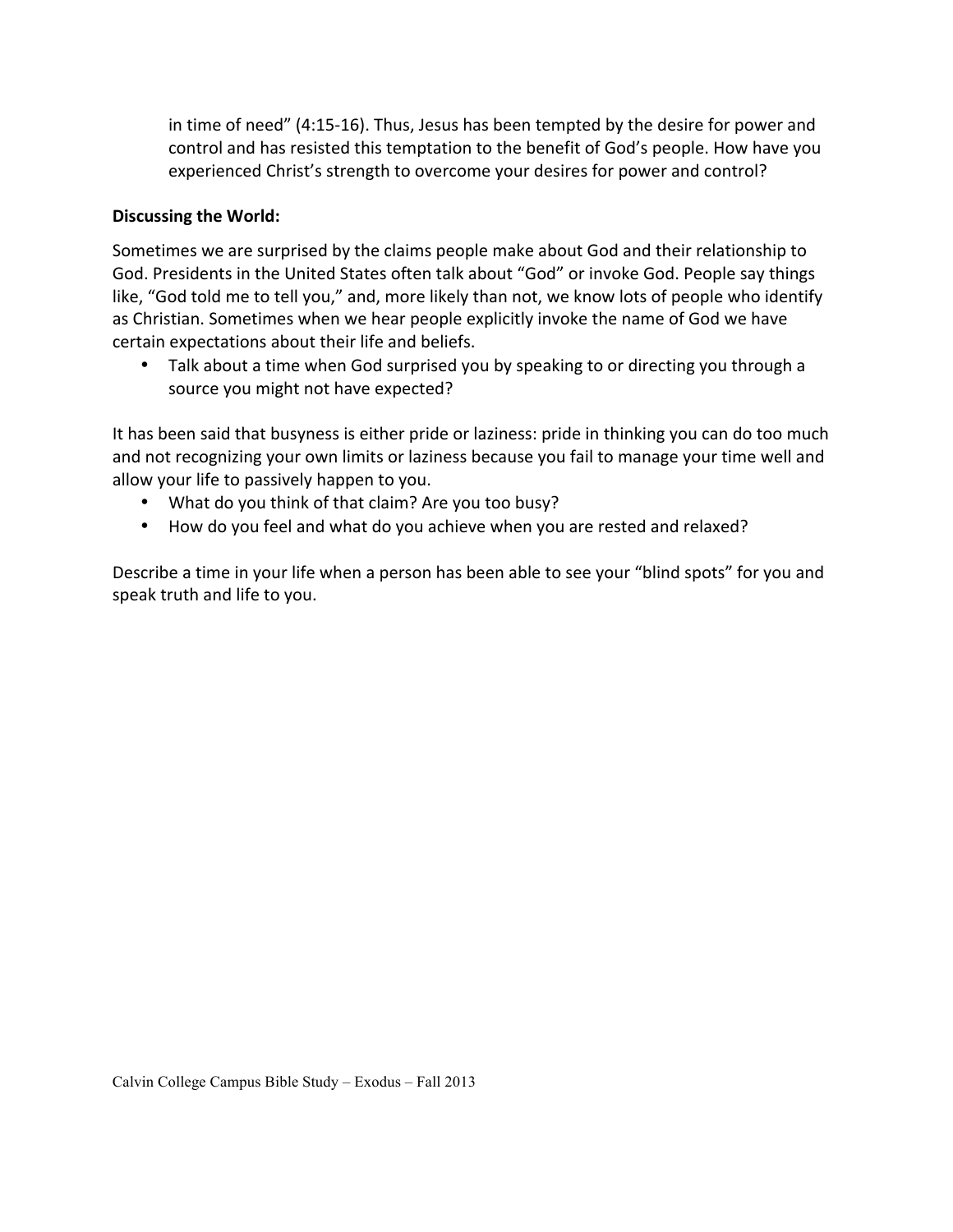in time of need" (4:15-16). Thus, Jesus has been tempted by the desire for power and control and has resisted this temptation to the benefit of God's people. How have you experienced Christ's strength to overcome your desires for power and control?

**Discussing the World:**

Sometimes we are surprised by the claims people make about God and their relationship to God. Presidents in the United States often talk about "God" or invoke God. People say things like, "God told me to tell you," and, more likely than not, we know lots of people who identify as Christian. Sometimes when we hear people explicitly invoke the name of God we have certain expectations about their life and beliefs.

- Talk about a time when God surprised you by speaking to or directing you through a source you might not have expected?

It has been said that busyness is either pride or laziness: pride in thinking you can do too much and not recognizing your own limits or laziness because you fail to manage your time well and allow your life to passively happen to you.

- What do you think of that claim? Are you too busy?
- How do you feel and what do you achieve when you are rested and relaxed?

Describe a time in your life when a person has been able to see your "blind spots" for you and speak truth and life to you.